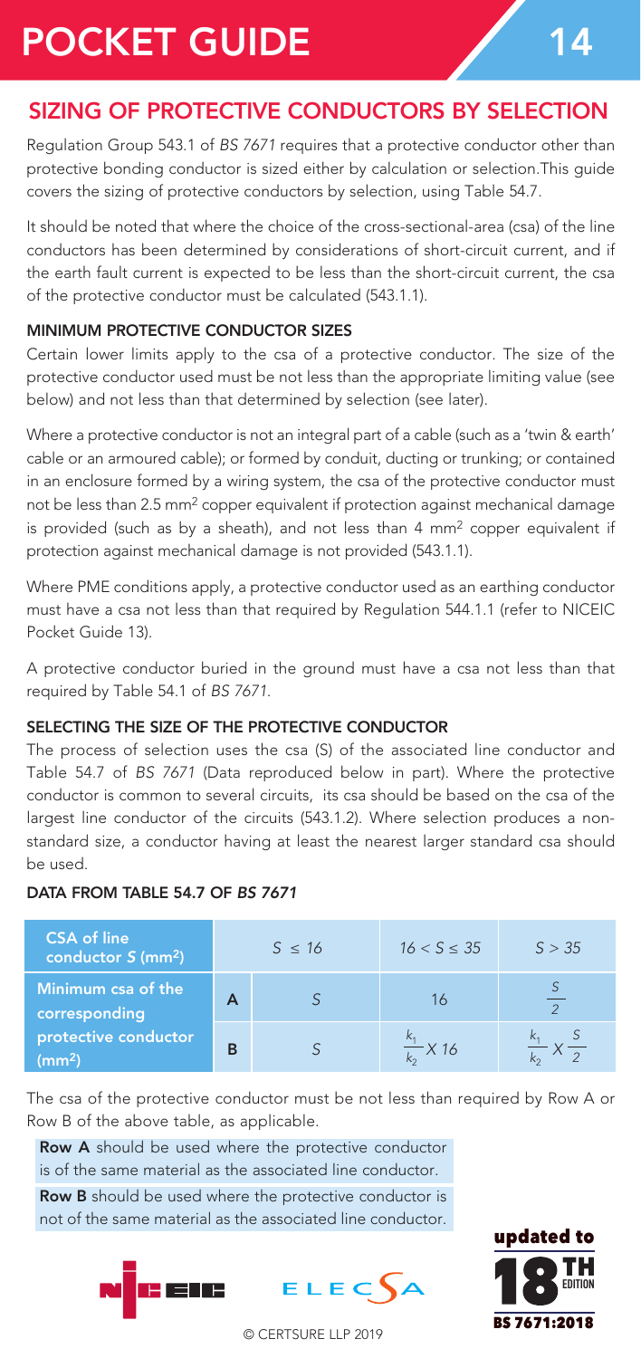# POCKET GUIDE 14

## SIZING OF PROTECTIVE CONDUCTORS BY SELECTION

Regulation Group 543.1 of *BS 7671* requires that a protective conductor other than protective bonding conductor is sized either by calculation or selection.This guide covers the sizing of protective conductors by selection, using Table 54.7.

It should be noted that where the choice of the cross-sectional-area (csa) of the line conductors has been determined by considerations of short-circuit current, and if the earth fault current is expected to be less than the short-circuit current, the csa of the protective conductor must be calculated (543.1.1).

### MINIMUM PROTECTIVE CONDUCTOR SIZES

Certain lower limits apply to the csa of a protective conductor. The size of the protective conductor used must be not less than the appropriate limiting value (see below) and not less than that determined by selection (see later).

Where a protective conductor is not an integral part of a cable (such as a 'twin & earth' cable or an armoured cable); or formed by conduit, ducting or trunking; or contained in an enclosure formed by a wiring system, the csa of the protective conductor must not be less than 2.5 $mm^2$ copper equivalent if protection against mechanical damage is provided (such as by a sheath), and not less than 4 $mm^2$ copper equivalent if protection against mechanical damage is not provided (543.1.1).

Where PME conditions apply, a protective conductor used as an earthing conductor must have a csa not less than that required by Regulation 544.1.1 (refer to NICEIC Pocket Guide 13).

A protective conductor buried in the ground must have a csa not less than that required by Table 54.1 of *BS 7671*.

### SELECTING THE SIZE OF THE PROTECTIVE CONDUCTOR

The process of selection uses the csa (S) of the associated line conductor and Table 54.7 of *BS 7671* (Data reproduced below in part). Where the protective conductor is common to several circuits, its csa should be based on the csa of the largest line conductor of the circuits (543.1.2). Where selection produces a non-standard size, a conductor having at least the nearest larger standard csa should be used.

### DATA FROM TABLE 54.7 OF *BS 7671*

| CSA of line conductor $S$ ($mm^2$) | | $S \leq 16$ | $16 < S \leq 35$ | $S > 35$ |
|---|---|---|---|---|
| Minimum csa of the corresponding protective conductor ($mm^2$) | A | $S$ | 16 | $\frac{S}{2}$ |
| | B | $S$ | $\frac{k_1}{k_2} X\ 16$ | $\frac{k_1}{k_2} X \frac{S}{2}$ |

The csa of the protective conductor must be not less than required by Row A or Row B of the above table, as applicable.

**Row A** should be used where the protective conductor is of the same material as the associated line conductor.

**Row B** should be used where the protective conductor is not of the same material as the associated line conductor.

updated to 18TH EDITION BS 7671:2018

© CERTSURE LLP 2019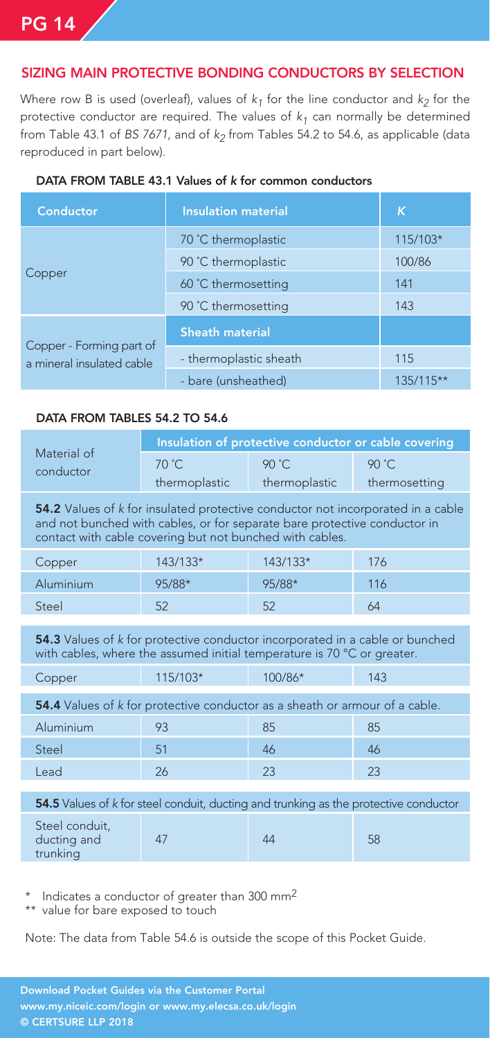## SIZING MAIN PROTECTIVE BONDING CONDUCTORS BY SELECTION

Where row B is used (overleaf), values of $k_1$ for the line conductor and $k_2$ for the protective conductor are required. The values of $k_1$ can normally be determined from Table 43.1 of *BS 7671*, and of $k_2$ from Tables 54.2 to 54.6, as applicable (data reproduced in part below).

### DATA FROM TABLE 43.1 Values of *k* for common conductors

| Conductor | Insulation material | K |
|---|---|---|
| Copper | 70 °C thermoplastic | 115/103* |
| | 90 °C thermoplastic | 100/86 |
| | 60 °C thermosetting | 141 |
| | 90 °C thermosetting | 143 |
| Copper - Forming part of a mineral insulated cable | **Sheath material** | |
| | - thermoplastic sheath | 115 |
| | - bare (unsheathed) | 135/115** |

### DATA FROM TABLES 54.2 TO 54.6

| Material of conductor | Insulation of protective conductor or cable covering | | |
|---|---|---|---|
| | 70 °C thermoplastic | 90 °C thermoplastic | 90 °C thermosetting |
| **54.2** Values of *k* for insulated protective conductor not incorporated in a cable and not bunched with cables, or for separate bare protective conductor in contact with cable covering but not bunched with cables. | | | |
| Copper | 143/133* | 143/133* | 176 |
| Aluminium | 95/88* | 95/88* | 116 |
| Steel | 52 | 52 | 64 |
| **54.3** Values of *k* for protective conductor incorporated in a cable or bunched with cables, where the assumed initial temperature is 70 °C or greater. | | | |
| Copper | 115/103* | 100/86* | 143 |
| **54.4** Values of *k* for protective conductor as a sheath or armour of a cable. | | | |
| Aluminium | 93 | 85 | 85 |
| Steel | 51 | 46 | 46 |
| Lead | 26 | 23 | 23 |
| **54.5** Values of *k* for steel conduit, ducting and trunking as the protective conductor | | | |
| Steel conduit, ducting and trunking | 47 | 44 | 58 |

\* Indicates a conductor of greater than 300 $mm^2$

\** value for bare exposed to touch

Note: The data from Table 54.6 is outside the scope of this Pocket Guide.

**Download Pocket Guides via the Customer Portal**
**www.my.niceic.com/login or www.my.elecsa.co.uk/login**
**© CERTSURE LLP 2018**